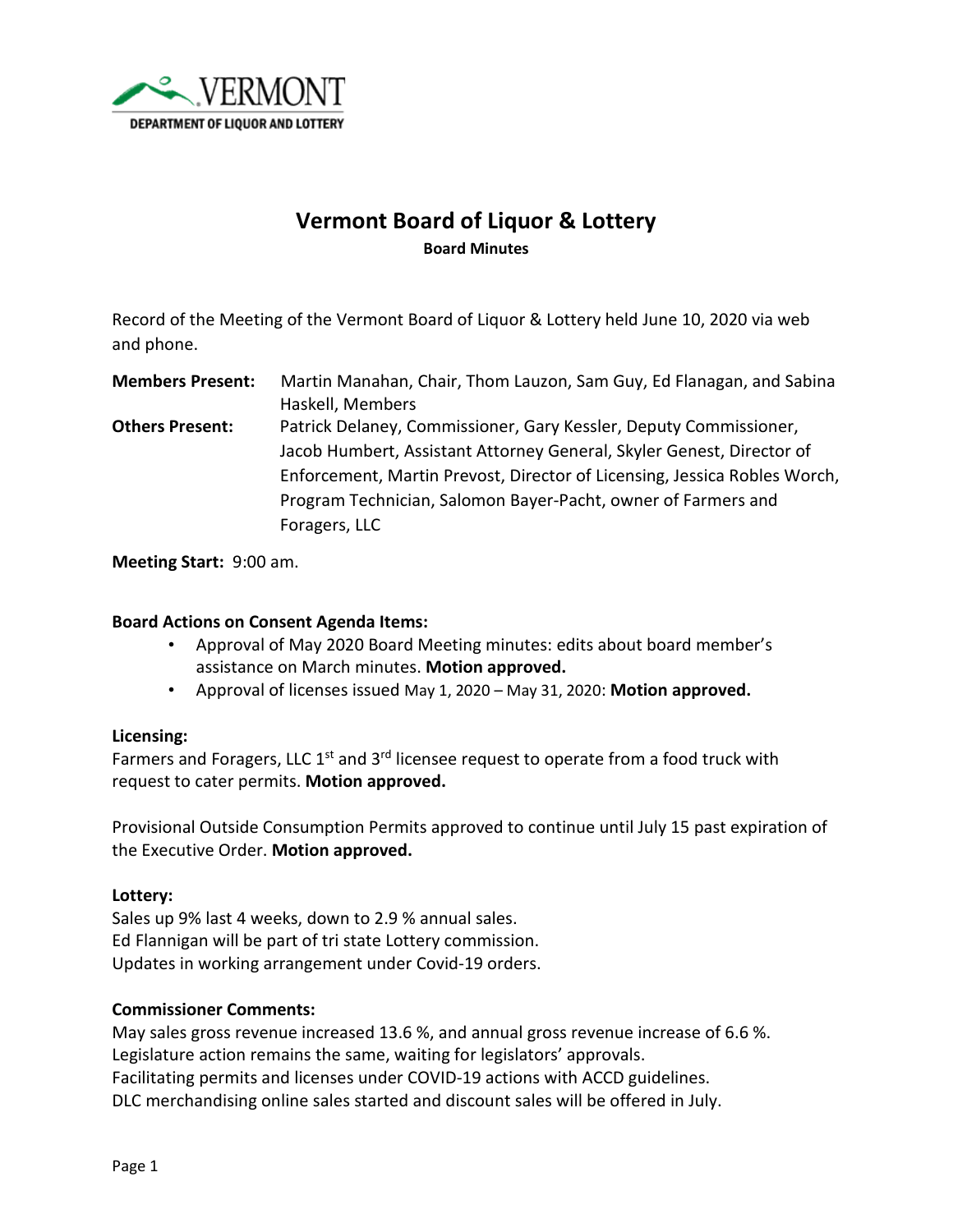VERMONT

DEPARTMENT OF LIQUOR AND LOTTERY

# Vermont Board of Liquor & Lottery

**Board Minutes**

Record of the Meeting of the Vermont Board of Liquor & Lottery held June 10, 2020 via web and phone.

**Members Present:** Martin Manahan, Chair, Thom Lauzon, Sam Guy, Ed Flanagan, and Sabina Haskell, Members

**Others Present:** Patrick Delaney, Commissioner, Gary Kessler, Deputy Commissioner, Jacob Humbert, Assistant Attorney General, Skyler Genest, Director of Enforcement, Martin Prevost, Director of Licensing, Jessica Robles Worch, Program Technician, Salomon Bayer-Pacht, owner of Farmers and Foragers, LLC

**Meeting Start:** 9:00 am.

**Board Actions on Consent Agenda Items:**

- Approval of May 2020 Board Meeting minutes: edits about board member's assistance on March minutes. **Motion approved.**
- Approval of licenses issued May 1, 2020 – May 31, 2020: **Motion approved.**

**Licensing:**

Farmers and Foragers, LLC 1st and 3rd licensee request to operate from a food truck with request to cater permits. **Motion approved.**

Provisional Outside Consumption Permits approved to continue until July 15 past expiration of the Executive Order. **Motion approved.**

**Lottery:**

Sales up 9% last 4 weeks, down to 2.9 % annual sales.
Ed Flannigan will be part of tri state Lottery commission.
Updates in working arrangement under Covid-19 orders.

**Commissioner Comments:**

May sales gross revenue increased 13.6 %, and annual gross revenue increase of 6.6 %.
Legislature action remains the same, waiting for legislators' approvals.
Facilitating permits and licenses under COVID-19 actions with ACCD guidelines.
DLC merchandising online sales started and discount sales will be offered in July.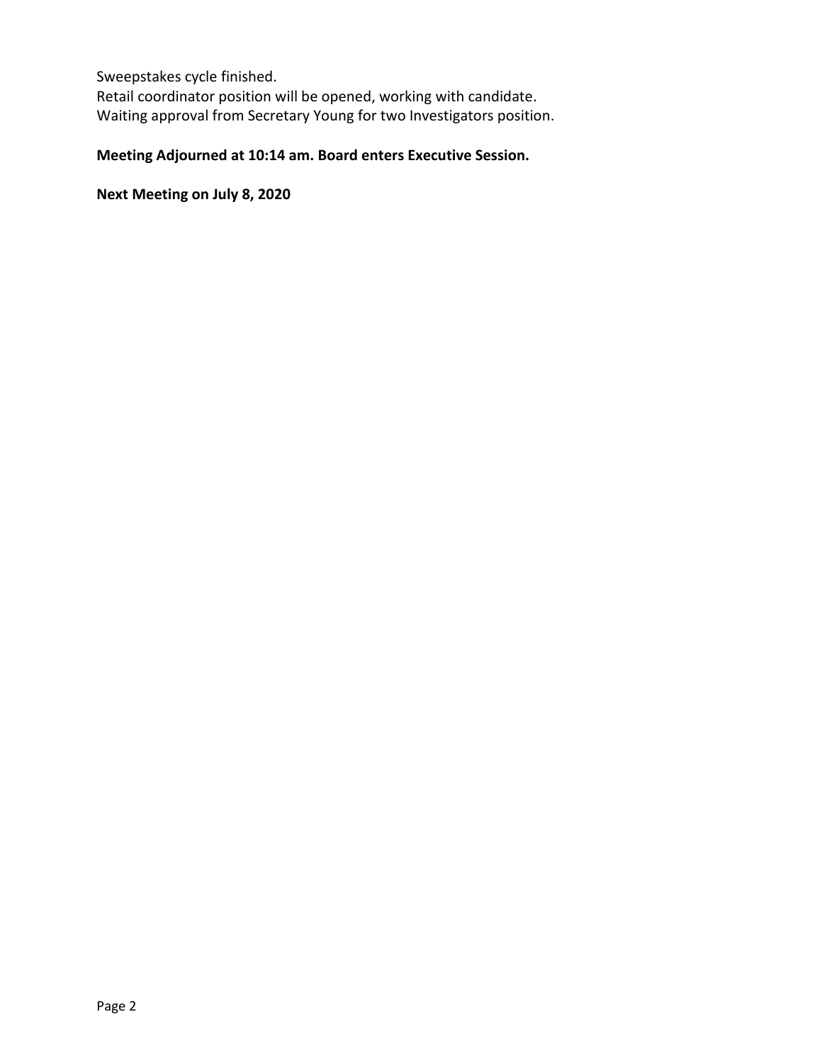Sweepstakes cycle finished.
Retail coordinator position will be opened, working with candidate.
Waiting approval from Secretary Young for two Investigators position.

**Meeting Adjourned at 10:14 am. Board enters Executive Session.**

**Next Meeting on July 8, 2020**